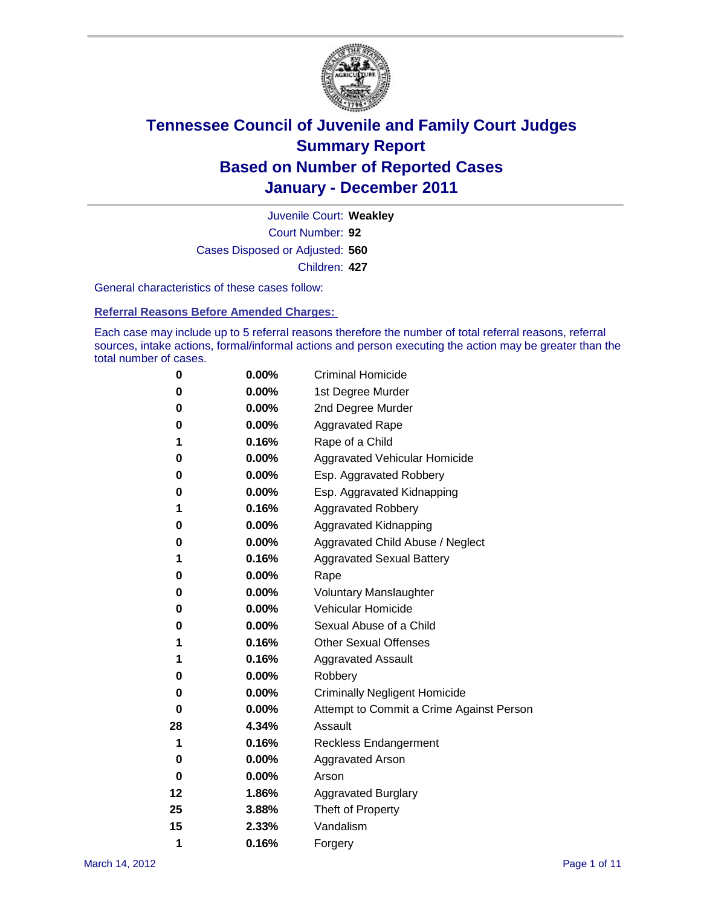# Tennessee Council of Juvenile and Family Court Judges
## Summary Report
## Based on Number of Reported Cases
## January - December 2011

Juvenile Court: **Weakley**

Court Number: **92**

Cases Disposed or Adjusted: **560**

Children: **427**

General characteristics of these cases follow:

### Referral Reasons Before Amended Charges:

Each case may include up to 5 referral reasons therefore the number of total referral reasons, referral sources, intake actions, formal/informal actions and person executing the action may be greater than the total number of cases.

| | | |
|---|---|---|
| 0 | 0.00% | Criminal Homicide |
| 0 | 0.00% | 1st Degree Murder |
| 0 | 0.00% | 2nd Degree Murder |
| 0 | 0.00% | Aggravated Rape |
| 1 | 0.16% | Rape of a Child |
| 0 | 0.00% | Aggravated Vehicular Homicide |
| 0 | 0.00% | Esp. Aggravated Robbery |
| 0 | 0.00% | Esp. Aggravated Kidnapping |
| 1 | 0.16% | Aggravated Robbery |
| 0 | 0.00% | Aggravated Kidnapping |
| 0 | 0.00% | Aggravated Child Abuse / Neglect |
| 1 | 0.16% | Aggravated Sexual Battery |
| 0 | 0.00% | Rape |
| 0 | 0.00% | Voluntary Manslaughter |
| 0 | 0.00% | Vehicular Homicide |
| 0 | 0.00% | Sexual Abuse of a Child |
| 1 | 0.16% | Other Sexual Offenses |
| 1 | 0.16% | Aggravated Assault |
| 0 | 0.00% | Robbery |
| 0 | 0.00% | Criminally Negligent Homicide |
| 0 | 0.00% | Attempt to Commit a Crime Against Person |
| 28 | 4.34% | Assault |
| 1 | 0.16% | Reckless Endangerment |
| 0 | 0.00% | Aggravated Arson |
| 0 | 0.00% | Arson |
| 12 | 1.86% | Aggravated Burglary |
| 25 | 3.88% | Theft of Property |
| 15 | 2.33% | Vandalism |
| 1 | 0.16% | Forgery |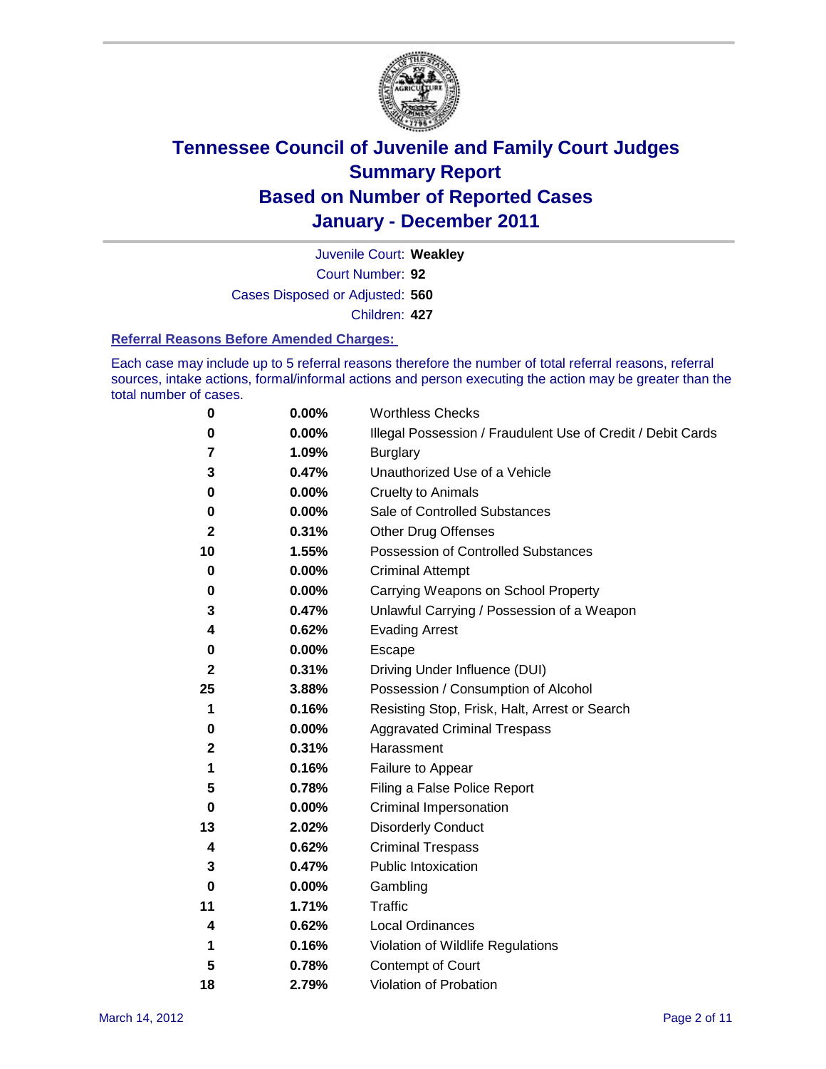# Tennessee Council of Juvenile and Family Court Judges
## Summary Report
## Based on Number of Reported Cases
## January - December 2011

Juvenile Court: **Weakley**

Court Number: **92**

Cases Disposed or Adjusted: **560**

Children: **427**

### Referral Reasons Before Amended Charges:

Each case may include up to 5 referral reasons therefore the number of total referral reasons, referral sources, intake actions, formal/informal actions and person executing the action may be greater than the total number of cases.

| Count | Percent | Referral Reason |
|---|---|---|
| 0 | 0.00% | Worthless Checks |
| 0 | 0.00% | Illegal Possession / Fraudulent Use of Credit / Debit Cards |
| 7 | 1.09% | Burglary |
| 3 | 0.47% | Unauthorized Use of a Vehicle |
| 0 | 0.00% | Cruelty to Animals |
| 0 | 0.00% | Sale of Controlled Substances |
| 2 | 0.31% | Other Drug Offenses |
| 10 | 1.55% | Possession of Controlled Substances |
| 0 | 0.00% | Criminal Attempt |
| 0 | 0.00% | Carrying Weapons on School Property |
| 3 | 0.47% | Unlawful Carrying / Possession of a Weapon |
| 4 | 0.62% | Evading Arrest |
| 0 | 0.00% | Escape |
| 2 | 0.31% | Driving Under Influence (DUI) |
| 25 | 3.88% | Possession / Consumption of Alcohol |
| 1 | 0.16% | Resisting Stop, Frisk, Halt, Arrest or Search |
| 0 | 0.00% | Aggravated Criminal Trespass |
| 2 | 0.31% | Harassment |
| 1 | 0.16% | Failure to Appear |
| 5 | 0.78% | Filing a False Police Report |
| 0 | 0.00% | Criminal Impersonation |
| 13 | 2.02% | Disorderly Conduct |
| 4 | 0.62% | Criminal Trespass |
| 3 | 0.47% | Public Intoxication |
| 0 | 0.00% | Gambling |
| 11 | 1.71% | Traffic |
| 4 | 0.62% | Local Ordinances |
| 1 | 0.16% | Violation of Wildlife Regulations |
| 5 | 0.78% | Contempt of Court |
| 18 | 2.79% | Violation of Probation |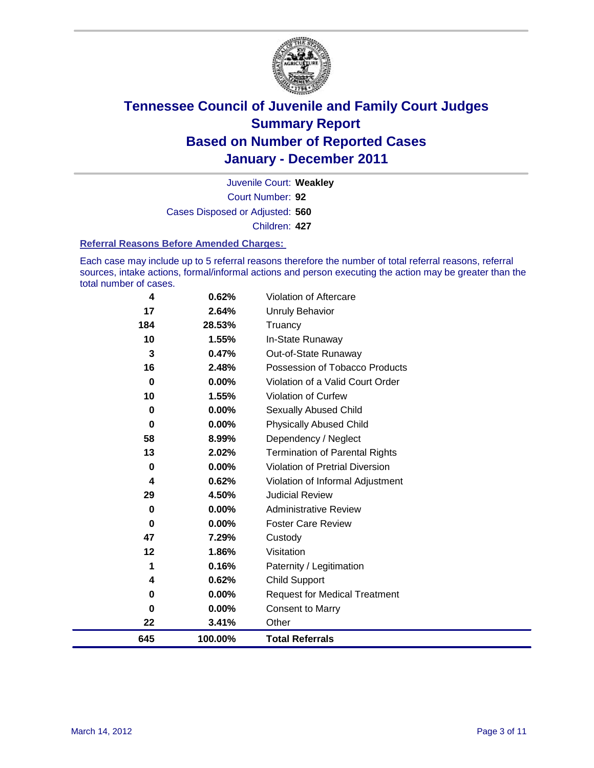# Tennessee Council of Juvenile and Family Court Judges
## Summary Report
## Based on Number of Reported Cases
## January - December 2011

Juvenile Court: **Weakley**

Court Number: **92**

Cases Disposed or Adjusted: **560**

Children: **427**

### Referral Reasons Before Amended Charges:

Each case may include up to 5 referral reasons therefore the number of total referral reasons, referral sources, intake actions, formal/informal actions and person executing the action may be greater than the total number of cases.

| Count | Percent | Referral Reason |
|---|---|---|
| 4 | 0.62% | Violation of Aftercare |
| 17 | 2.64% | Unruly Behavior |
| 184 | 28.53% | Truancy |
| 10 | 1.55% | In-State Runaway |
| 3 | 0.47% | Out-of-State Runaway |
| 16 | 2.48% | Possession of Tobacco Products |
| 0 | 0.00% | Violation of a Valid Court Order |
| 10 | 1.55% | Violation of Curfew |
| 0 | 0.00% | Sexually Abused Child |
| 0 | 0.00% | Physically Abused Child |
| 58 | 8.99% | Dependency / Neglect |
| 13 | 2.02% | Termination of Parental Rights |
| 0 | 0.00% | Violation of Pretrial Diversion |
| 4 | 0.62% | Violation of Informal Adjustment |
| 29 | 4.50% | Judicial Review |
| 0 | 0.00% | Administrative Review |
| 0 | 0.00% | Foster Care Review |
| 47 | 7.29% | Custody |
| 12 | 1.86% | Visitation |
| 1 | 0.16% | Paternity / Legitimation |
| 4 | 0.62% | Child Support |
| 0 | 0.00% | Request for Medical Treatment |
| 0 | 0.00% | Consent to Marry |
| 22 | 3.41% | Other |
| **645** | **100.00%** | **Total Referrals** |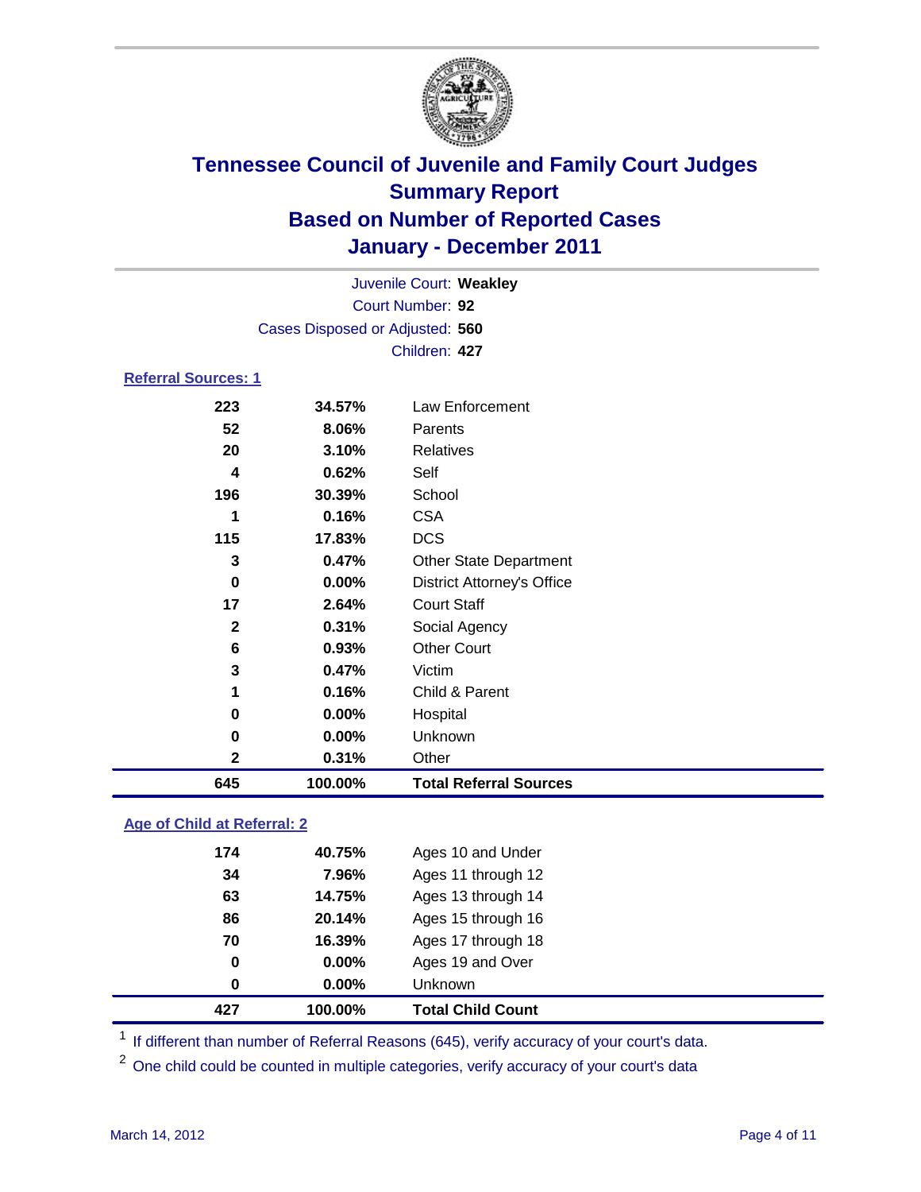# Tennessee Council of Juvenile and Family Court Judges
## Summary Report
## Based on Number of Reported Cases
## January - December 2011

Juvenile Court: **Weakley**
Court Number: **92**
Cases Disposed or Adjusted: **560**
Children: **427**

### Referral Sources: 1

| | | |
|---|---|---|
| 223 | 34.57% | Law Enforcement |
| 52 | 8.06% | Parents |
| 20 | 3.10% | Relatives |
| 4 | 0.62% | Self |
| 196 | 30.39% | School |
| 1 | 0.16% | CSA |
| 115 | 17.83% | DCS |
| 3 | 0.47% | Other State Department |
| 0 | 0.00% | District Attorney's Office |
| 17 | 2.64% | Court Staff |
| 2 | 0.31% | Social Agency |
| 6 | 0.93% | Other Court |
| 3 | 0.47% | Victim |
| 1 | 0.16% | Child & Parent |
| 0 | 0.00% | Hospital |
| 0 | 0.00% | Unknown |
| 2 | 0.31% | Other |
| **645** | **100.00%** | **Total Referral Sources** |

### Age of Child at Referral: 2

| | | |
|---|---|---|
| 174 | 40.75% | Ages 10 and Under |
| 34 | 7.96% | Ages 11 through 12 |
| 63 | 14.75% | Ages 13 through 14 |
| 86 | 20.14% | Ages 15 through 16 |
| 70 | 16.39% | Ages 17 through 18 |
| 0 | 0.00% | Ages 19 and Over |
| 0 | 0.00% | Unknown |
| **427** | **100.00%** | **Total Child Count** |

[1] If different than number of Referral Reasons (645), verify accuracy of your court's data.

[2] One child could be counted in multiple categories, verify accuracy of your court's data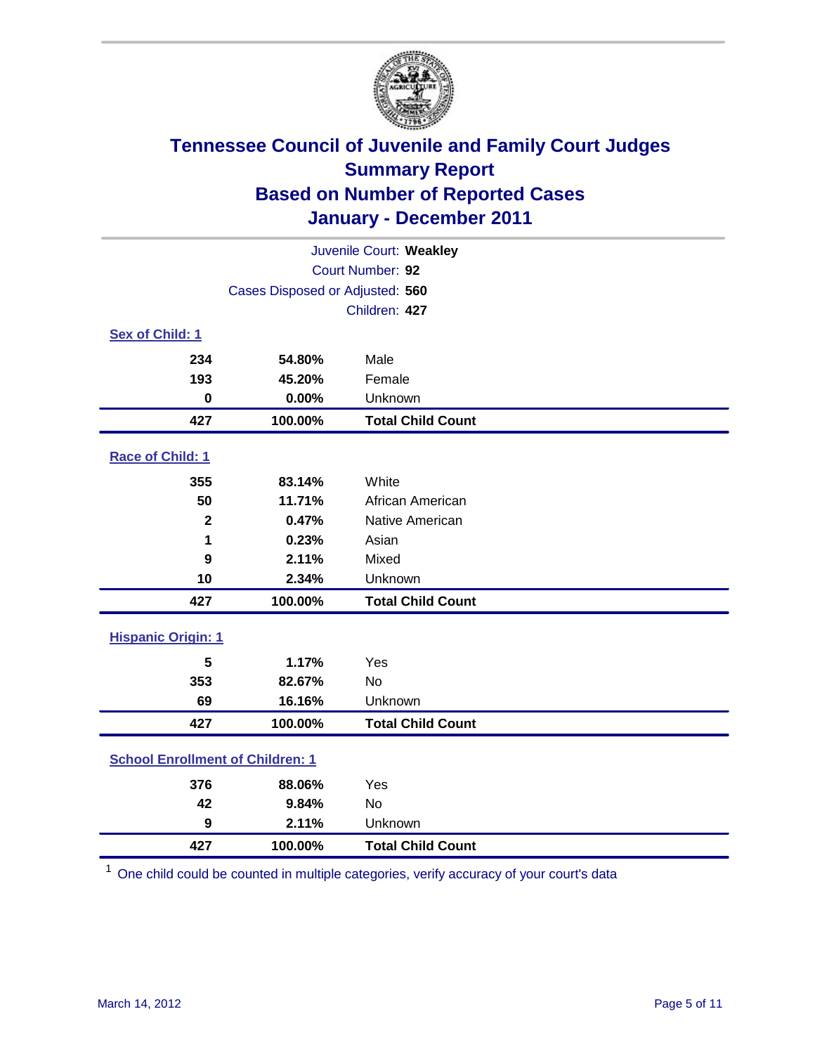# Tennessee Council of Juvenile and Family Court Judges
## Summary Report
## Based on Number of Reported Cases
## January - December 2011

Juvenile Court: **Weakley**
Court Number: **92**
Cases Disposed or Adjusted: **560**
Children: **427**

### Sex of Child: 1

| | | |
|---|---|---|
| 234 | 54.80% | Male |
| 193 | 45.20% | Female |
| 0 | 0.00% | Unknown |
| **427** | **100.00%** | **Total Child Count** |

### Race of Child: 1

| | | |
|---|---|---|
| 355 | 83.14% | White |
| 50 | 11.71% | African American |
| 2 | 0.47% | Native American |
| 1 | 0.23% | Asian |
| 9 | 2.11% | Mixed |
| 10 | 2.34% | Unknown |
| **427** | **100.00%** | **Total Child Count** |

### Hispanic Origin: 1

| | | |
|---|---|---|
| 5 | 1.17% | Yes |
| 353 | 82.67% | No |
| 69 | 16.16% | Unknown |
| **427** | **100.00%** | **Total Child Count** |

### School Enrollment of Children: 1

| | | |
|---|---|---|
| 376 | 88.06% | Yes |
| 42 | 9.84% | No |
| 9 | 2.11% | Unknown |
| **427** | **100.00%** | **Total Child Count** |

[1] One child could be counted in multiple categories, verify accuracy of your court's data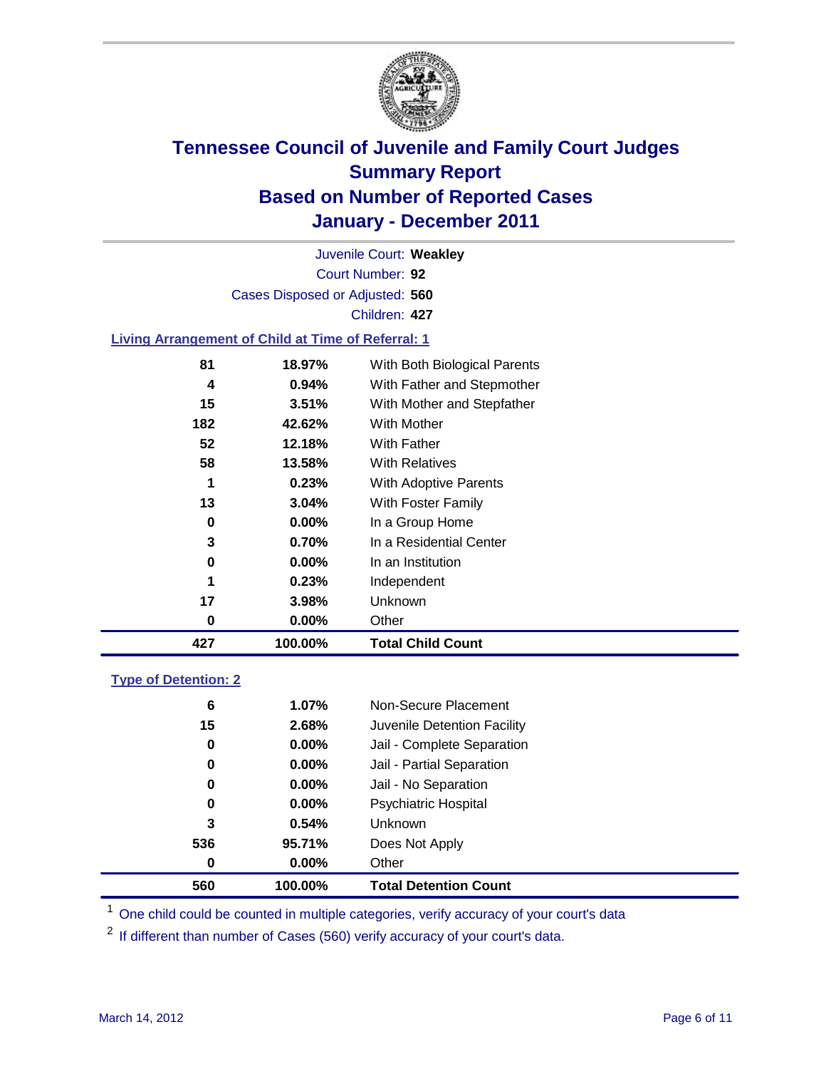# Tennessee Council of Juvenile and Family Court Judges
## Summary Report
## Based on Number of Reported Cases
## January - December 2011

Juvenile Court: **Weakley**
Court Number: **92**
Cases Disposed or Adjusted: **560**
Children: **427**

### Living Arrangement of Child at Time of Referral: 1

| Count | Percent | Category |
|---|---|---|
| 81 | 18.97% | With Both Biological Parents |
| 4 | 0.94% | With Father and Stepmother |
| 15 | 3.51% | With Mother and Stepfather |
| 182 | 42.62% | With Mother |
| 52 | 12.18% | With Father |
| 58 | 13.58% | With Relatives |
| 1 | 0.23% | With Adoptive Parents |
| 13 | 3.04% | With Foster Family |
| 0 | 0.00% | In a Group Home |
| 3 | 0.70% | In a Residential Center |
| 0 | 0.00% | In an Institution |
| 1 | 0.23% | Independent |
| 17 | 3.98% | Unknown |
| 0 | 0.00% | Other |
| **427** | **100.00%** | **Total Child Count** |

### Type of Detention: 2

| Count | Percent | Category |
|---|---|---|
| 6 | 1.07% | Non-Secure Placement |
| 15 | 2.68% | Juvenile Detention Facility |
| 0 | 0.00% | Jail - Complete Separation |
| 0 | 0.00% | Jail - Partial Separation |
| 0 | 0.00% | Jail - No Separation |
| 0 | 0.00% | Psychiatric Hospital |
| 3 | 0.54% | Unknown |
| 536 | 95.71% | Does Not Apply |
| 0 | 0.00% | Other |
| **560** | **100.00%** | **Total Detention Count** |

[1] One child could be counted in multiple categories, verify accuracy of your court's data

[2] If different than number of Cases (560) verify accuracy of your court's data.

March 14, 2012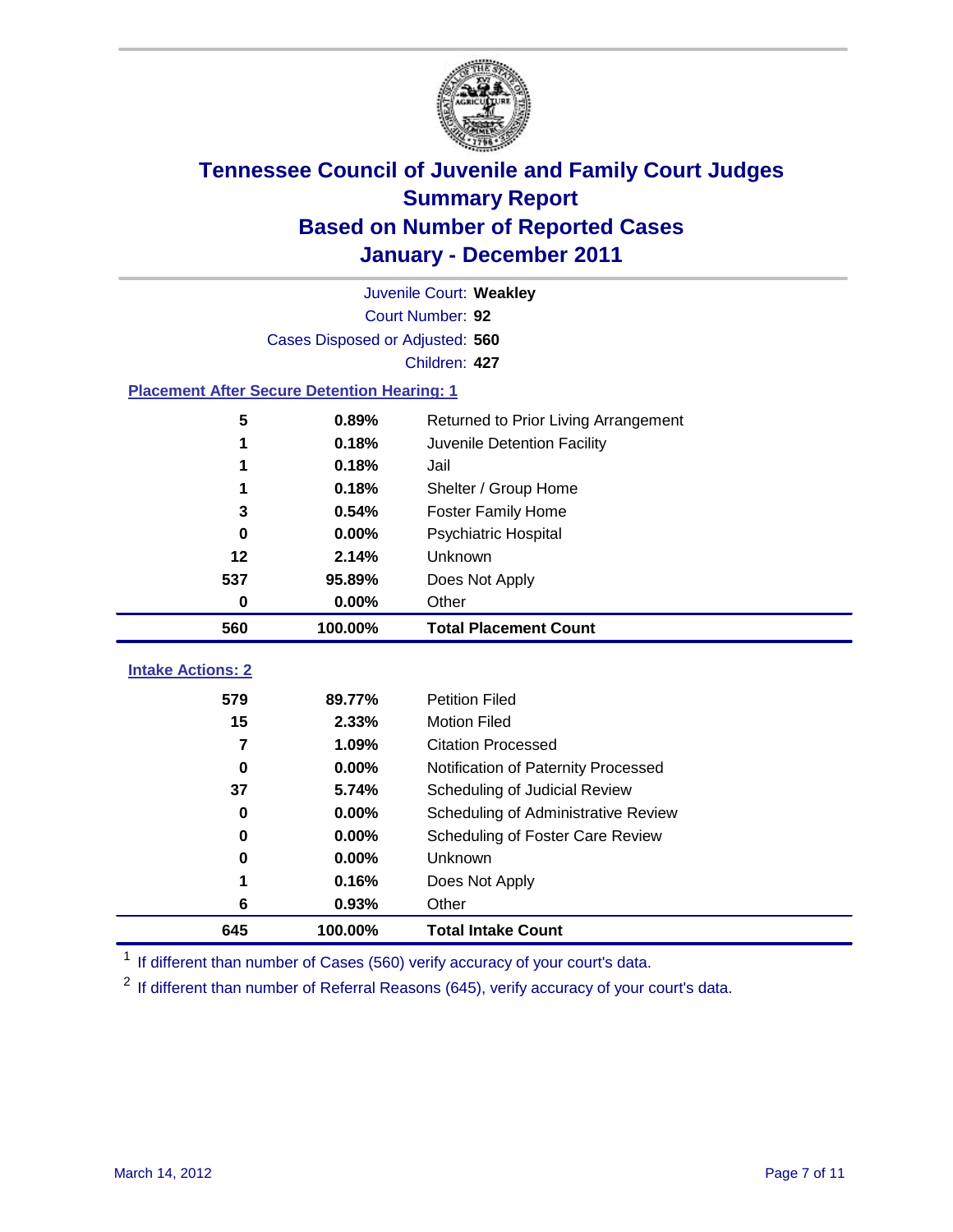# Tennessee Council of Juvenile and Family Court Judges
## Summary Report
## Based on Number of Reported Cases
## January - December 2011

Juvenile Court: **Weakley**

Court Number: **92**

Cases Disposed or Adjusted: **560**

Children: **427**

### Placement After Secure Detention Hearing: 1

| Count | Percent | Placement |
|---|---|---|
| 5 | 0.89% | Returned to Prior Living Arrangement |
| 1 | 0.18% | Juvenile Detention Facility |
| 1 | 0.18% | Jail |
| 1 | 0.18% | Shelter / Group Home |
| 3 | 0.54% | Foster Family Home |
| 0 | 0.00% | Psychiatric Hospital |
| 12 | 2.14% | Unknown |
| 537 | 95.89% | Does Not Apply |
| 0 | 0.00% | Other |
| **560** | **100.00%** | **Total Placement Count** |

### Intake Actions: 2

| Count | Percent | Intake Action |
|---|---|---|
| 579 | 89.77% | Petition Filed |
| 15 | 2.33% | Motion Filed |
| 7 | 1.09% | Citation Processed |
| 0 | 0.00% | Notification of Paternity Processed |
| 37 | 5.74% | Scheduling of Judicial Review |
| 0 | 0.00% | Scheduling of Administrative Review |
| 0 | 0.00% | Scheduling of Foster Care Review |
| 0 | 0.00% | Unknown |
| 1 | 0.16% | Does Not Apply |
| 6 | 0.93% | Other |
| **645** | **100.00%** | **Total Intake Count** |

[1] If different than number of Cases (560) verify accuracy of your court's data.

[2] If different than number of Referral Reasons (645), verify accuracy of your court's data.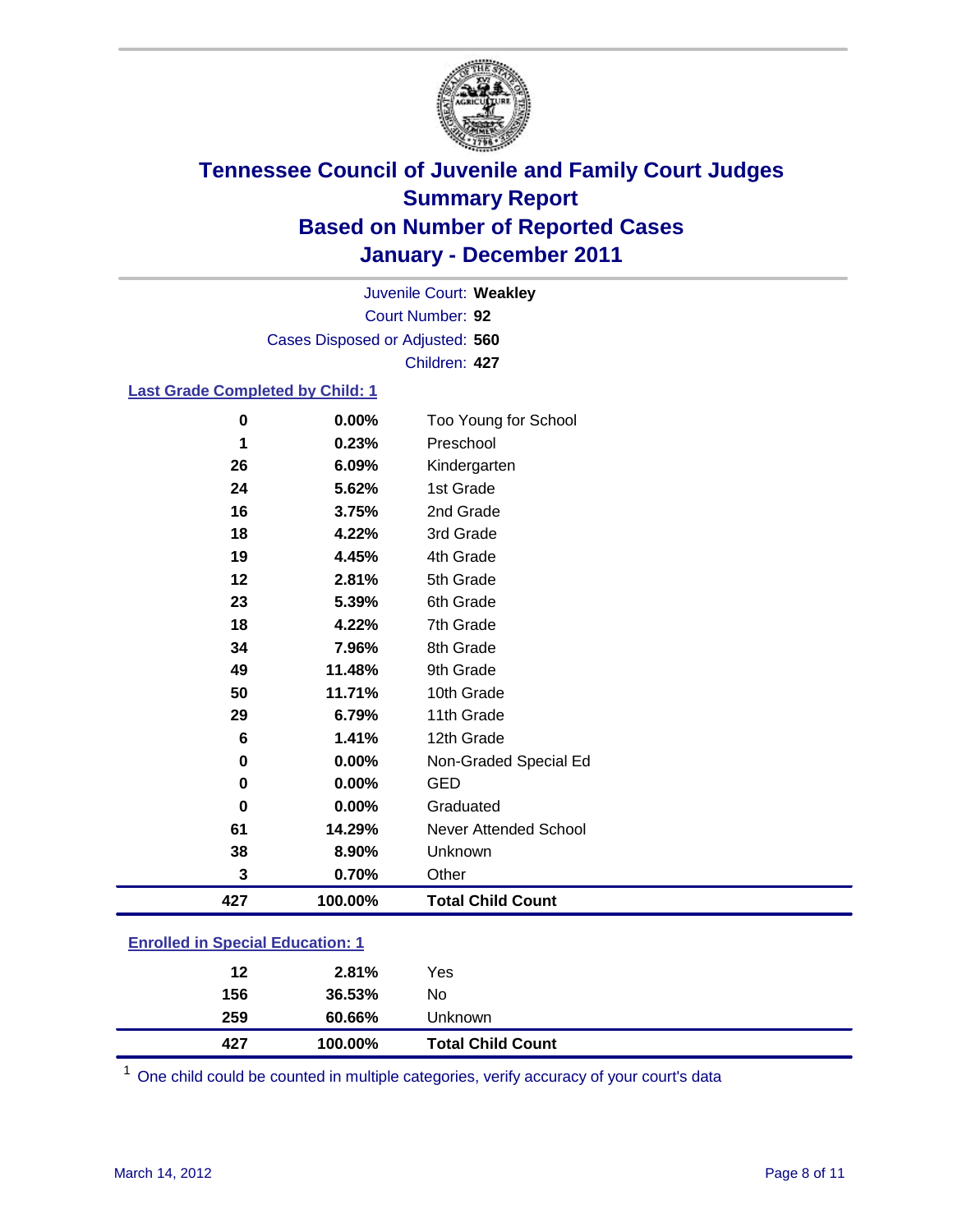# Tennessee Council of Juvenile and Family Court Judges
## Summary Report
## Based on Number of Reported Cases
## January - December 2011

Juvenile Court: **Weakley**
Court Number: **92**
Cases Disposed or Adjusted: **560**
Children: **427**

### Last Grade Completed by Child: 1

| | | |
|---|---|---|
| 0 | 0.00% | Too Young for School |
| 1 | 0.23% | Preschool |
| 26 | 6.09% | Kindergarten |
| 24 | 5.62% | 1st Grade |
| 16 | 3.75% | 2nd Grade |
| 18 | 4.22% | 3rd Grade |
| 19 | 4.45% | 4th Grade |
| 12 | 2.81% | 5th Grade |
| 23 | 5.39% | 6th Grade |
| 18 | 4.22% | 7th Grade |
| 34 | 7.96% | 8th Grade |
| 49 | 11.48% | 9th Grade |
| 50 | 11.71% | 10th Grade |
| 29 | 6.79% | 11th Grade |
| 6 | 1.41% | 12th Grade |
| 0 | 0.00% | Non-Graded Special Ed |
| 0 | 0.00% | GED |
| 0 | 0.00% | Graduated |
| 61 | 14.29% | Never Attended School |
| 38 | 8.90% | Unknown |
| 3 | 0.70% | Other |
| **427** | **100.00%** | **Total Child Count** |

### Enrolled in Special Education: 1

| | | |
|---|---|---|
| 12 | 2.81% | Yes |
| 156 | 36.53% | No |
| 259 | 60.66% | Unknown |
| **427** | **100.00%** | **Total Child Count** |

[1] One child could be counted in multiple categories, verify accuracy of your court's data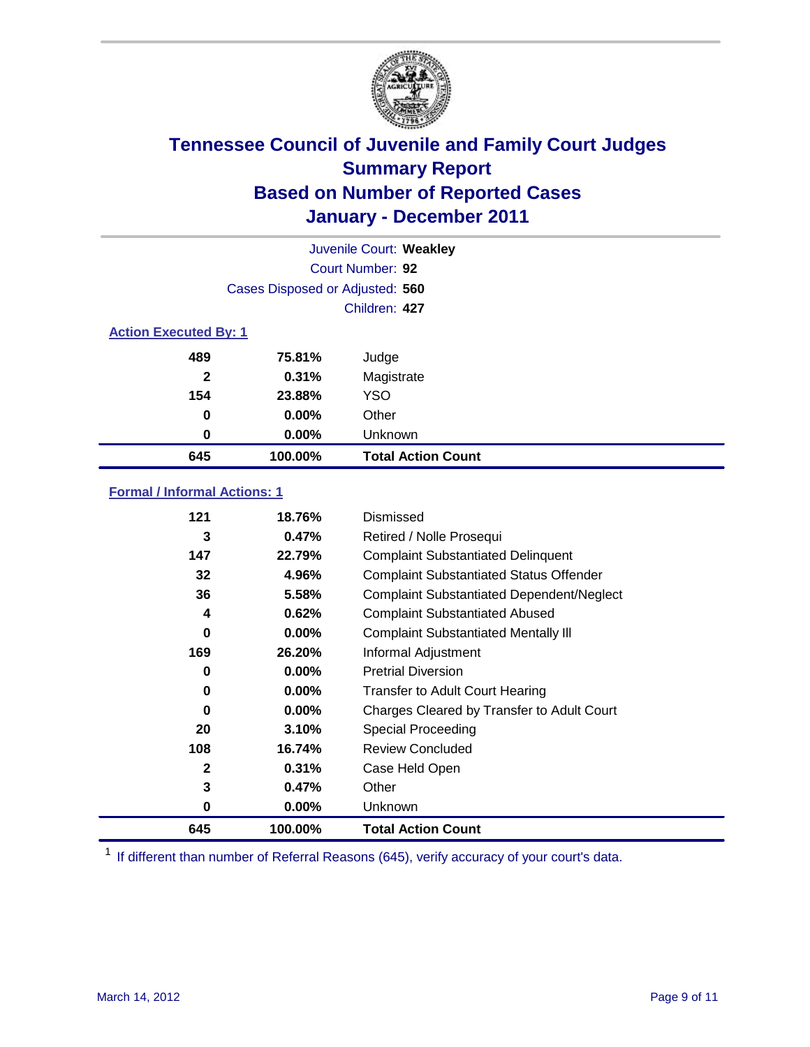# Tennessee Council of Juvenile and Family Court Judges
## Summary Report
## Based on Number of Reported Cases
## January - December 2011

Juvenile Court: **Weakley**
Court Number: **92**
Cases Disposed or Adjusted: **560**
Children: **427**

### Action Executed By: 1

| | | |
|---|---|---|
| 489 | 75.81% | Judge |
| 2 | 0.31% | Magistrate |
| 154 | 23.88% | YSO |
| 0 | 0.00% | Other |
| 0 | 0.00% | Unknown |
| **645** | **100.00%** | **Total Action Count** |

### Formal / Informal Actions: 1

| | | |
|---|---|---|
| 121 | 18.76% | Dismissed |
| 3 | 0.47% | Retired / Nolle Prosequi |
| 147 | 22.79% | Complaint Substantiated Delinquent |
| 32 | 4.96% | Complaint Substantiated Status Offender |
| 36 | 5.58% | Complaint Substantiated Dependent/Neglect |
| 4 | 0.62% | Complaint Substantiated Abused |
| 0 | 0.00% | Complaint Substantiated Mentally Ill |
| 169 | 26.20% | Informal Adjustment |
| 0 | 0.00% | Pretrial Diversion |
| 0 | 0.00% | Transfer to Adult Court Hearing |
| 0 | 0.00% | Charges Cleared by Transfer to Adult Court |
| 20 | 3.10% | Special Proceeding |
| 108 | 16.74% | Review Concluded |
| 2 | 0.31% | Case Held Open |
| 3 | 0.47% | Other |
| 0 | 0.00% | Unknown |
| **645** | **100.00%** | **Total Action Count** |

[1] If different than number of Referral Reasons (645), verify accuracy of your court's data.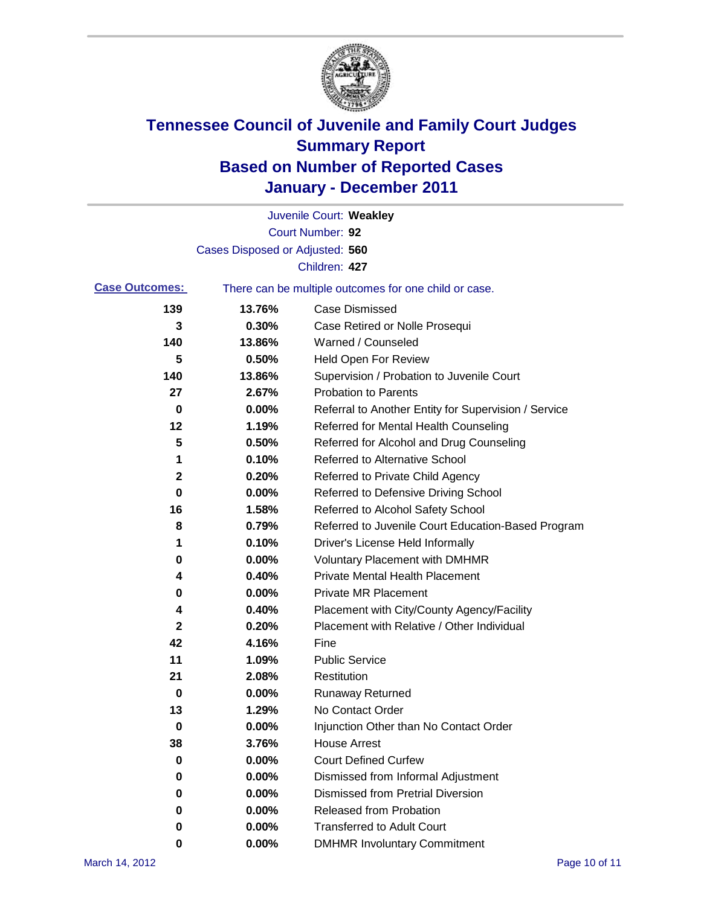# Tennessee Council of Juvenile and Family Court Judges
## Summary Report
## Based on Number of Reported Cases
## January - December 2011

Juvenile Court: **Weakley**

Court Number: **92**

Cases Disposed or Adjusted: **560**

Children: **427**

**Case Outcomes:** There can be multiple outcomes for one child or case.

| Count | Percent | Outcome |
|---|---|---|
| 139 | 13.76% | Case Dismissed |
| 3 | 0.30% | Case Retired or Nolle Prosequi |
| 140 | 13.86% | Warned / Counseled |
| 5 | 0.50% | Held Open For Review |
| 140 | 13.86% | Supervision / Probation to Juvenile Court |
| 27 | 2.67% | Probation to Parents |
| 0 | 0.00% | Referral to Another Entity for Supervision / Service |
| 12 | 1.19% | Referred for Mental Health Counseling |
| 5 | 0.50% | Referred for Alcohol and Drug Counseling |
| 1 | 0.10% | Referred to Alternative School |
| 2 | 0.20% | Referred to Private Child Agency |
| 0 | 0.00% | Referred to Defensive Driving School |
| 16 | 1.58% | Referred to Alcohol Safety School |
| 8 | 0.79% | Referred to Juvenile Court Education-Based Program |
| 1 | 0.10% | Driver's License Held Informally |
| 0 | 0.00% | Voluntary Placement with DMHMR |
| 4 | 0.40% | Private Mental Health Placement |
| 0 | 0.00% | Private MR Placement |
| 4 | 0.40% | Placement with City/County Agency/Facility |
| 2 | 0.20% | Placement with Relative / Other Individual |
| 42 | 4.16% | Fine |
| 11 | 1.09% | Public Service |
| 21 | 2.08% | Restitution |
| 0 | 0.00% | Runaway Returned |
| 13 | 1.29% | No Contact Order |
| 0 | 0.00% | Injunction Other than No Contact Order |
| 38 | 3.76% | House Arrest |
| 0 | 0.00% | Court Defined Curfew |
| 0 | 0.00% | Dismissed from Informal Adjustment |
| 0 | 0.00% | Dismissed from Pretrial Diversion |
| 0 | 0.00% | Released from Probation |
| 0 | 0.00% | Transferred to Adult Court |
| 0 | 0.00% | DMHMR Involuntary Commitment |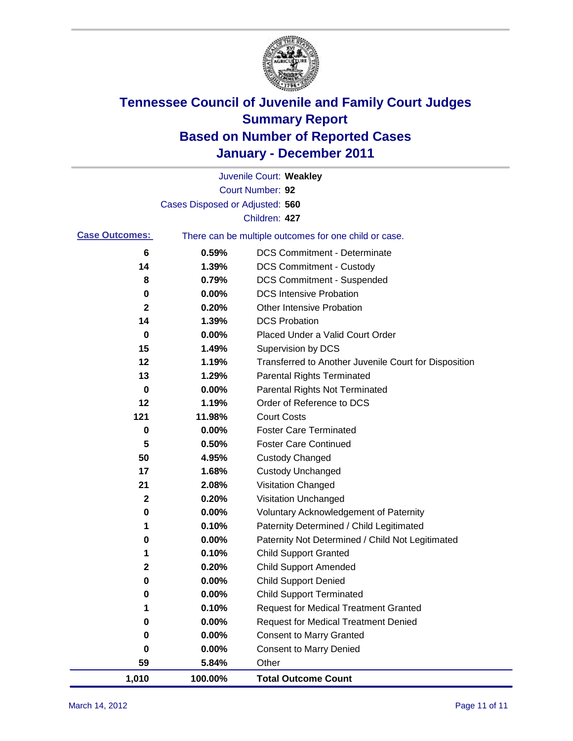# Tennessee Council of Juvenile and Family Court Judges
## Summary Report
## Based on Number of Reported Cases
## January - December 2011

Juvenile Court: **Weakley**

Court Number: **92**

Cases Disposed or Adjusted: **560**

Children: **427**

**Case Outcomes:** There can be multiple outcomes for one child or case.

| | | |
|---|---|---|
| 6 | 0.59% | DCS Commitment - Determinate |
| 14 | 1.39% | DCS Commitment - Custody |
| 8 | 0.79% | DCS Commitment - Suspended |
| 0 | 0.00% | DCS Intensive Probation |
| 2 | 0.20% | Other Intensive Probation |
| 14 | 1.39% | DCS Probation |
| 0 | 0.00% | Placed Under a Valid Court Order |
| 15 | 1.49% | Supervision by DCS |
| 12 | 1.19% | Transferred to Another Juvenile Court for Disposition |
| 13 | 1.29% | Parental Rights Terminated |
| 0 | 0.00% | Parental Rights Not Terminated |
| 12 | 1.19% | Order of Reference to DCS |
| 121 | 11.98% | Court Costs |
| 0 | 0.00% | Foster Care Terminated |
| 5 | 0.50% | Foster Care Continued |
| 50 | 4.95% | Custody Changed |
| 17 | 1.68% | Custody Unchanged |
| 21 | 2.08% | Visitation Changed |
| 2 | 0.20% | Visitation Unchanged |
| 0 | 0.00% | Voluntary Acknowledgement of Paternity |
| 1 | 0.10% | Paternity Determined / Child Legitimated |
| 0 | 0.00% | Paternity Not Determined / Child Not Legitimated |
| 1 | 0.10% | Child Support Granted |
| 2 | 0.20% | Child Support Amended |
| 0 | 0.00% | Child Support Denied |
| 0 | 0.00% | Child Support Terminated |
| 1 | 0.10% | Request for Medical Treatment Granted |
| 0 | 0.00% | Request for Medical Treatment Denied |
| 0 | 0.00% | Consent to Marry Granted |
| 0 | 0.00% | Consent to Marry Denied |
| 59 | 5.84% | Other |
| **1,010** | **100.00%** | **Total Outcome Count** |